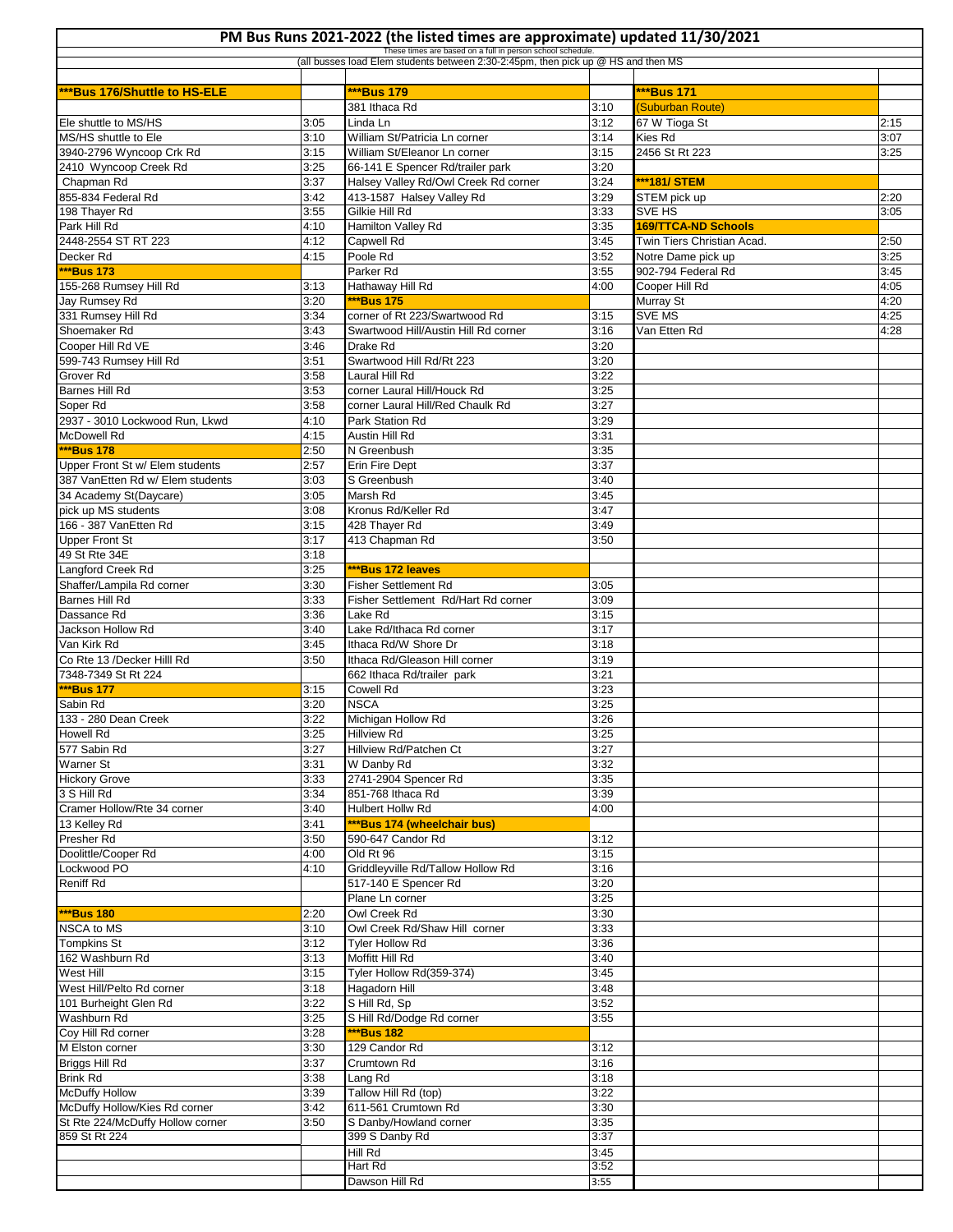# PM Bus Runs 2021-2022 (the listed times are approximate) updated 11/30/2021

These times are based on a full in person school schedule.

(all busses load Elem students between 2:30-2:45pm, then pick up @ HS and then MS

| | | | | | |
|---|---|---|---|---|---|
| ***Bus 176/Shuttle to HS-ELE | | ***Bus 179 | | ***Bus 171 | |
| | | 381 Ithaca Rd | 3:10 | (Suburban Route) | |
| Ele shuttle to MS/HS | 3:05 | Linda Ln | 3:12 | 67 W Tioga St | 2:15 |
| MS/HS shuttle to Ele | 3:10 | William St/Patricia Ln corner | 3:14 | Kies Rd | 3:07 |
| 3940-2796 Wyncoop Crk Rd | 3:15 | William St/Eleanor Ln corner | 3:15 | 2456 St Rt 223 | 3:25 |
| 2410 Wyncoop Creek Rd | 3:25 | 66-141 E Spencer Rd/trailer park | 3:20 | | |
| Chapman Rd | 3:37 | Halsey Valley Rd/Owl Creek Rd corner | 3:24 | ***181/ STEM | |
| 855-834 Federal Rd | 3:42 | 413-1587 Halsey Valley Rd | 3:29 | STEM pick up | 2:20 |
| 198 Thayer Rd | 3:55 | Gilkie Hill Rd | 3:33 | SVE HS | 3:05 |
| Park Hill Rd | 4:10 | Hamilton Valley Rd | 3:35 | 169/TTCA-ND Schools | |
| 2448-2554 ST RT 223 | 4:12 | Capwell Rd | 3:45 | Twin Tiers Christian Acad. | 2:50 |
| Decker Rd | 4:15 | Poole Rd | 3:52 | Notre Dame pick up | 3:25 |
| ***Bus 173 | | Parker Rd | 3:55 | 902-794 Federal Rd | 3:45 |
| 155-268 Rumsey Hill Rd | 3:13 | Hathaway Hill Rd | 4:00 | Cooper Hill Rd | 4:05 |
| Jay Rumsey Rd | 3:20 | ***Bus 175 | | Murray St | 4:20 |
| 331 Rumsey Hill Rd | 3:34 | corner of Rt 223/Swartwood Rd | 3:15 | SVE MS | 4:25 |
| Shoemaker Rd | 3:43 | Swartwood Hill/Austin Hill Rd corner | 3:16 | Van Etten Rd | 4:28 |
| Cooper Hill Rd VE | 3:46 | Drake Rd | 3:20 | | |
| 599-743 Rumsey Hill Rd | 3:51 | Swartwood Hill Rd/Rt 223 | 3:20 | | |
| Grover Rd | 3:58 | Laural Hill Rd | 3:22 | | |
| Barnes Hill Rd | 3:53 | corner Laural Hill/Houck Rd | 3:25 | | |
| Soper Rd | 3:58 | corner Laural Hill/Red Chaulk Rd | 3:27 | | |
| 2937 - 3010 Lockwood Run, Lkwd | 4:10 | Park Station Rd | 3:29 | | |
| McDowell Rd | 4:15 | Austin Hill Rd | 3:31 | | |
| ***Bus 178 | 2:50 | N Greenbush | 3:35 | | |
| Upper Front St w/ Elem students | 2:57 | Erin Fire Dept | 3:37 | | |
| 387 VanEtten Rd w/ Elem students | 3:03 | S Greenbush | 3:40 | | |
| 34 Academy St(Daycare) | 3:05 | Marsh Rd | 3:45 | | |
| pick up MS students | 3:08 | Kronus Rd/Keller Rd | 3:47 | | |
| 166 - 387 VanEtten Rd | 3:15 | 428 Thayer Rd | 3:49 | | |
| Upper Front St | 3:17 | 413 Chapman Rd | 3:50 | | |
| 49 St Rte 34E | 3:18 | | | | |
| Langford Creek Rd | 3:25 | ***Bus 172 leaves | | | |
| Shaffer/Lampila Rd corner | 3:30 | Fisher Settlement Rd | 3:05 | | |
| Barnes Hill Rd | 3:33 | Fisher Settlement Rd/Hart Rd corner | 3:09 | | |
| Dassance Rd | 3:36 | Lake Rd | 3:15 | | |
| Jackson Hollow Rd | 3:40 | Lake Rd/Ithaca Rd corner | 3:17 | | |
| Van Kirk Rd | 3:45 | Ithaca Rd/W Shore Dr | 3:18 | | |
| Co Rte 13 /Decker Hilll Rd | 3:50 | Ithaca Rd/Gleason Hill corner | 3:19 | | |
| 7348-7349 St Rt 224 | | 662 Ithaca Rd/trailer park | 3:21 | | |
| ***Bus 177 | 3:15 | Cowell Rd | 3:23 | | |
| Sabin Rd | 3:20 | NSCA | 3:25 | | |
| 133 - 280 Dean Creek | 3:22 | Michigan Hollow Rd | 3:26 | | |
| Howell Rd | 3:25 | Hillview Rd | 3:25 | | |
| 577 Sabin Rd | 3:27 | Hillview Rd/Patchen Ct | 3:27 | | |
| Warner St | 3:31 | W Danby Rd | 3:32 | | |
| Hickory Grove | 3:33 | 2741-2904 Spencer Rd | 3:35 | | |
| 3 S Hill Rd | 3:34 | 851-768 Ithaca Rd | 3:39 | | |
| Cramer Hollow/Rte 34 corner | 3:40 | Hulbert Hollw Rd | 4:00 | | |
| 13 Kelley Rd | 3:41 | ***Bus 174 (wheelchair bus) | | | |
| Presher Rd | 3:50 | 590-647 Candor Rd | 3:12 | | |
| Doolittle/Cooper Rd | 4:00 | Old Rt 96 | 3:15 | | |
| Lockwood PO | 4:10 | Griddleyville Rd/Tallow Hollow Rd | 3:16 | | |
| Reniff Rd | | 517-140 E Spencer Rd | 3:20 | | |
| | | Plane Ln corner | 3:25 | | |
| ***Bus 180 | 2:20 | Owl Creek Rd | 3:30 | | |
| NSCA to MS | 3:10 | Owl Creek Rd/Shaw Hill corner | 3:33 | | |
| Tompkins St | 3:12 | Tyler Hollow Rd | 3:36 | | |
| 162 Washburn Rd | 3:13 | Moffitt Hill Rd | 3:40 | | |
| West Hill | 3:15 | Tyler Hollow Rd(359-374) | 3:45 | | |
| West Hill/Pelto Rd corner | 3:18 | Hagadorn Hill | 3:48 | | |
| 101 Burheight Glen Rd | 3:22 | S Hill Rd, Sp | 3:52 | | |
| Washburn Rd | 3:25 | S Hill Rd/Dodge Rd corner | 3:55 | | |
| Coy Hill Rd corner | 3:28 | ***Bus 182 | | | |
| M Elston corner | 3:30 | 129 Candor Rd | 3:12 | | |
| Briggs Hill Rd | 3:37 | Crumtown Rd | 3:16 | | |
| Brink Rd | 3:38 | Lang Rd | 3:18 | | |
| McDuffy Hollow | 3:39 | Tallow Hill Rd (top) | 3:22 | | |
| McDuffy Hollow/Kies Rd corner | 3:42 | 611-561 Crumtown Rd | 3:30 | | |
| St Rte 224/McDuffy Hollow corner | 3:50 | S Danby/Howland corner | 3:35 | | |
| 859 St Rt 224 | | 399 S Danby Rd | 3:37 | | |
| | | Hill Rd | 3:45 | | |
| | | Hart Rd | 3:52 | | |
| | | Dawson Hill Rd | 3:55 | | |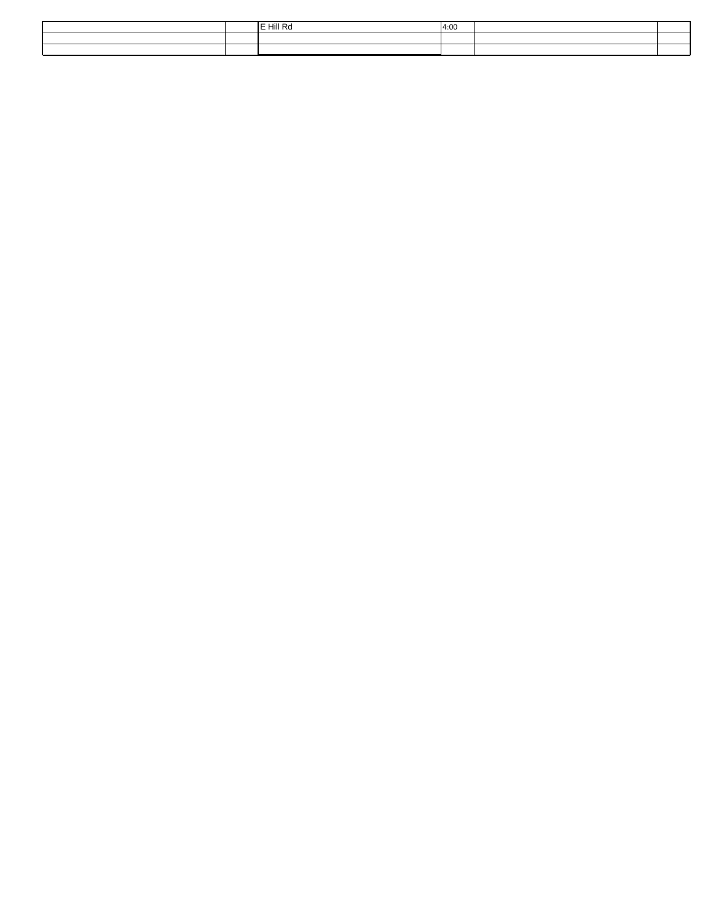| | | | | | |
|---|---|---|---|---|---|
| | | E Hill Rd | 4:00 | | |
| | | | | | |
| | | | | | |